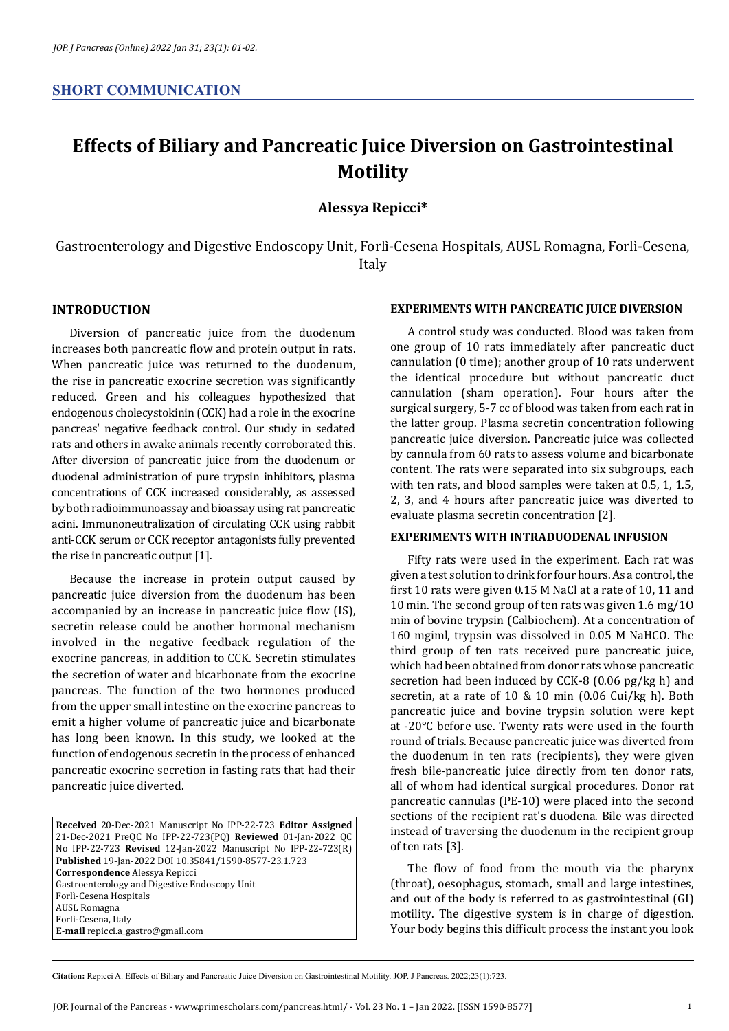## SHORT COMMUNICATION

# Effects of Biliary and Pancreatic Juice Diversion on Gastrointestinal Motility

**Alessya Repicci***

Gastroenterology and Digestive Endoscopy Unit, Forlì-Cesena Hospitals, AUSL Romagna, Forlì-Cesena, Italy

## INTRODUCTION

Diversion of pancreatic juice from the duodenum increases both pancreatic flow and protein output in rats. When pancreatic juice was returned to the duodenum, the rise in pancreatic exocrine secretion was significantly reduced. Green and his colleagues hypothesized that endogenous cholecystokinin (CCK) had a role in the exocrine pancreas' negative feedback control. Our study in sedated rats and others in awake animals recently corroborated this. After diversion of pancreatic juice from the duodenum or duodenal administration of pure trypsin inhibitors, plasma concentrations of CCK increased considerably, as assessed by both radioimmunoassay and bioassay using rat pancreatic acini. Immunoneutralization of circulating CCK using rabbit anti-CCK serum or CCK receptor antagonists fully prevented the rise in pancreatic output [1].

Because the increase in protein output caused by pancreatic juice diversion from the duodenum has been accompanied by an increase in pancreatic juice flow (IS), secretin release could be another hormonal mechanism involved in the negative feedback regulation of the exocrine pancreas, in addition to CCK. Secretin stimulates the secretion of water and bicarbonate from the exocrine pancreas. The function of the two hormones produced from the upper small intestine on the exocrine pancreas to emit a higher volume of pancreatic juice and bicarbonate has long been known. In this study, we looked at the function of endogenous secretin in the process of enhanced pancreatic exocrine secretion in fasting rats that had their pancreatic juice diverted.

**Received** 20-Dec-2021 Manuscript No IPP-22-723 **Editor Assigned** 21-Dec-2021 PreQC No IPP-22-723(PQ) **Reviewed** 01-Jan-2022 QC No IPP-22-723(R) **Revised** 12-Jan-2022 Manuscript No IPP-22-723(R) **Published** 19-Jan-2022 DOI 10.35841/1590-8577-23.1.723
**Correspondence** Alessya Repicci
Gastroenterology and Digestive Endoscopy Unit
Forlì-Cesena Hospitals
AUSL Romagna
Forlì-Cesena, Italy
**E-mail** repicci.a_gastro@gmail.com

### EXPERIMENTS WITH PANCREATIC JUICE DIVERSION

A control study was conducted. Blood was taken from one group of 10 rats immediately after pancreatic duct cannulation (0 time); another group of 10 rats underwent the identical procedure but without pancreatic duct cannulation (sham operation). Four hours after the surgical surgery, 5-7 cc of blood was taken from each rat in the latter group. Plasma secretin concentration following pancreatic juice diversion. Pancreatic juice was collected by cannula from 60 rats to assess volume and bicarbonate content. The rats were separated into six subgroups, each with ten rats, and blood samples were taken at 0.5, 1, 1.5, 2, 3, and 4 hours after pancreatic juice was diverted to evaluate plasma secretin concentration [2].

### EXPERIMENTS WITH INTRADUODENAL INFUSION

Fifty rats were used in the experiment. Each rat was given a test solution to drink for four hours. As a control, the first 10 rats were given 0.15 M NaCl at a rate of 10, 11 and 10 min. The second group of ten rats was given 1.6 mg/1O min of bovine trypsin (Calbiochem). At a concentration of 160 mgiml, trypsin was dissolved in 0.05 M NaHCO. The third group of ten rats received pure pancreatic juice, which had been obtained from donor rats whose pancreatic secretion had been induced by CCK-8 (0.06 pg/kg h) and secretin, at a rate of 10 & 10 min (0.06 Cui/kg h). Both pancreatic juice and bovine trypsin solution were kept at -20°C before use. Twenty rats were used in the fourth round of trials. Because pancreatic juice was diverted from the duodenum in ten rats (recipients), they were given fresh bile-pancreatic juice directly from ten donor rats, all of whom had identical surgical procedures. Donor rat pancreatic cannulas (PE-10) were placed into the second sections of the recipient rat's duodenum. Bile was directed instead of traversing the duodenum in the recipient group of ten rats [3].

The flow of food from the mouth via the pharynx (throat), oesophagus, stomach, small and large intestines, and out of the body is referred to as gastrointestinal (GI) motility. The digestive system is in charge of digestion. Your body begins this difficult process the instant you look

**Citation:** Repicci A. Effects of Biliary and Pancreatic Juice Diversion on Gastrointestinal Motility. JOP. J Pancreas. 2022;23(1):723.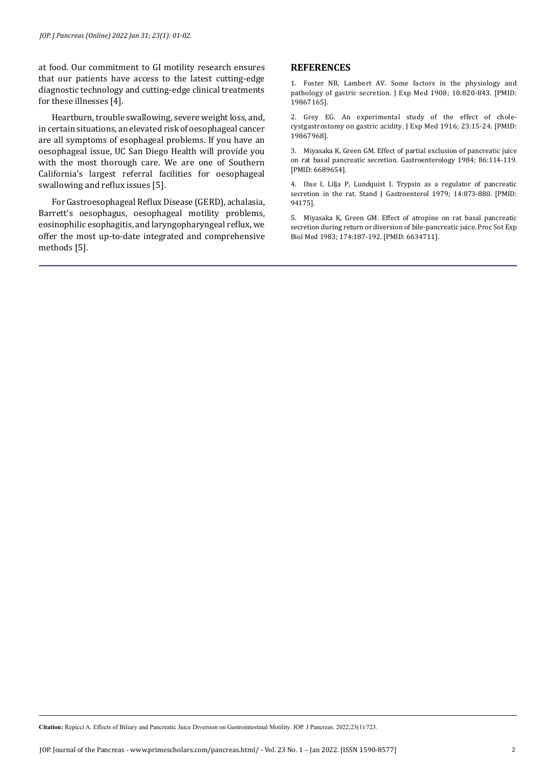at food. Our commitment to GI motility research ensures that our patients have access to the latest cutting-edge diagnostic technology and cutting-edge clinical treatments for these illnesses [4].

Heartburn, trouble swallowing, severe weight loss, and, in certain situations, an elevated risk of oesophageal cancer are all symptoms of esophageal problems. If you have an oesophageal issue, UC San Diego Health will provide you with the most thorough care. We are one of Southern California's largest referral facilities for oesophageal swallowing and reflux issues [5].

For Gastroesophageal Reflux Disease (GERD), achalasia, Barrett's oesophagus, oesophageal motility problems, eosinophilic esophagitis, and laryngopharyngeal reflux, we offer the most up-to-date integrated and comprehensive methods [5].

## REFERENCES

1. Foster NB, Lambert AV. Some factors in the physiology and pathology of gastric secretion. J Exp Med 1908; 10:820-843. [PMID: 19867165].

2. Grey EG. An experimental study of the effect of chole-cystgastrostomy on gastric acidity. J Exp Med 1916; 23:15-24. [PMID: 19867968].

3. Miyasaka K, Green GM. Effect of partial exclusion of pancreatic juice on rat basal pancreatic secretion. Gastroenterology 1984; 86:114-119. [PMID: 6689654].

4. Ihse I, Lilja P, Lundquist I. Trypsin as a regulator of pancreatic secretion in the rat. Stand J Gastroenterol 1979; 14:873-880. [PMID: 94175].

5. Miyasaka K, Green GM. Effect of atropine on rat basal pancreatic secretion during return or diversion of bile-pancreatic juice. Proc Sot Exp Biol Med 1983; 174:187-192. [PMID: 6634711].

**Citation:** Repicci A. Effects of Biliary and Pancreatic Juice Diversion on Gastrointestinal Motility. JOP. J Pancreas. 2022;23(1):723.